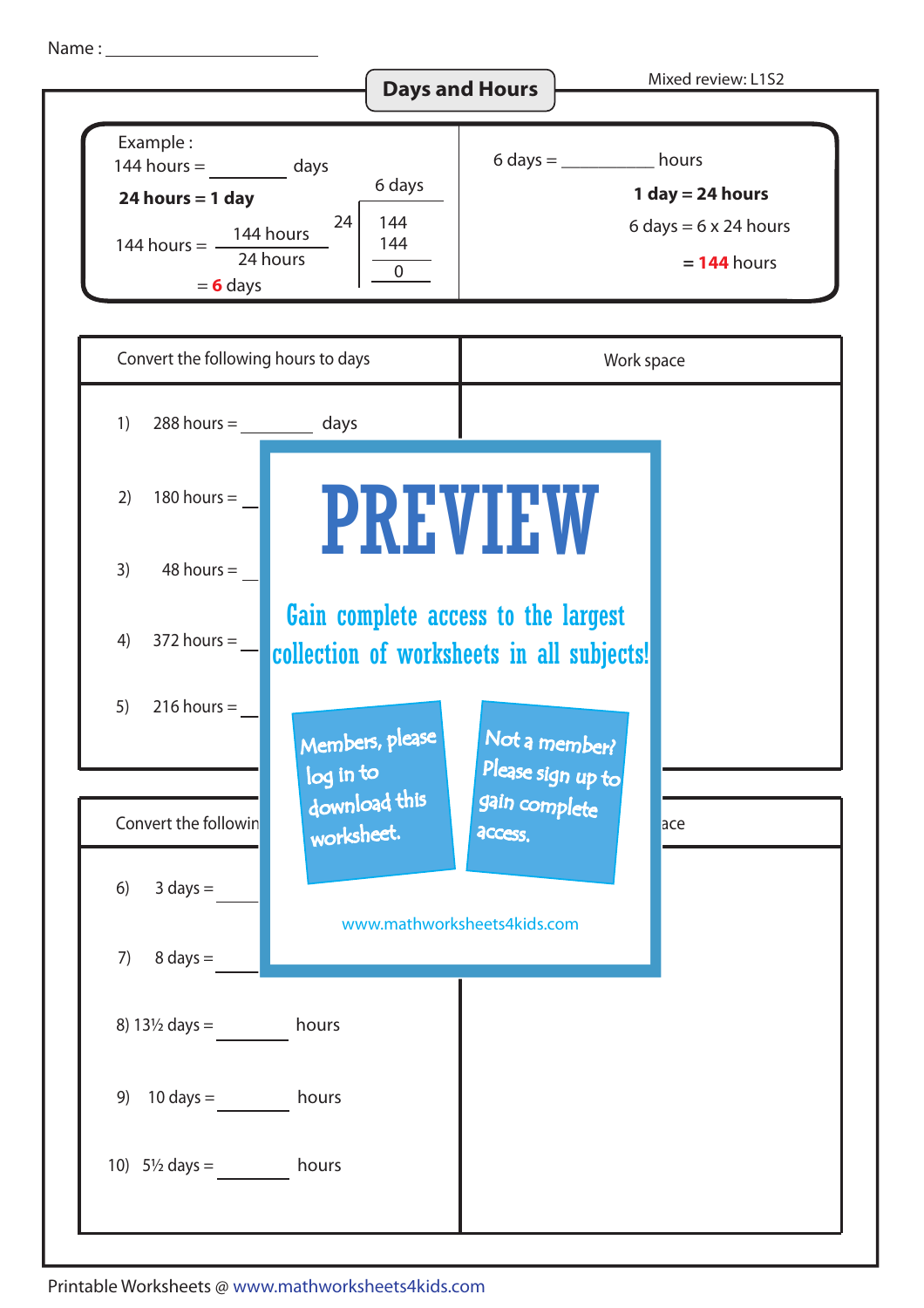Name : ____________________

# Days and Hours

Mixed review: L1S2

Example :

144 hours = ________ days

**24 hours = 1 day**

144 hours = $\frac{144 \text{ hours}}{24 \text{ hours}}$ = **6** days

$$\begin{array}{r|l} & 6 \text{ days} \\ 24 & 144 \\ & 144 \\ \hline & 0 \end{array}$$

6 days = __________ hours

**1 day = 24 hours**

6 days = 6 x 24 hours

**= 144** hours

| Convert the following hours to days | Work space |
|---|---|
| 1) 288 hours = ________ days | |
| 2) 180 hours = ________ | |
| 3) 48 hours = ________ | |
| 4) 372 hours = ________ | |
| 5) 216 hours = ________ | |

PREVIEW

Gain complete access to the largest collection of worksheets in all subjects!

Members, please log in to download this worksheet.

Not a member? Please sign up to gain complete access.

www.mathworksheets4kids.com

| Convert the followin... | ...ace |
|---|---|
| 6) 3 days = ________ | |
| 7) 8 days = ________ | |
| 8) 13½ days = ________ hours | |
| 9) 10 days = ________ hours | |
| 10) 5½ days = ________ hours | |

Printable Worksheets @ www.mathworksheets4kids.com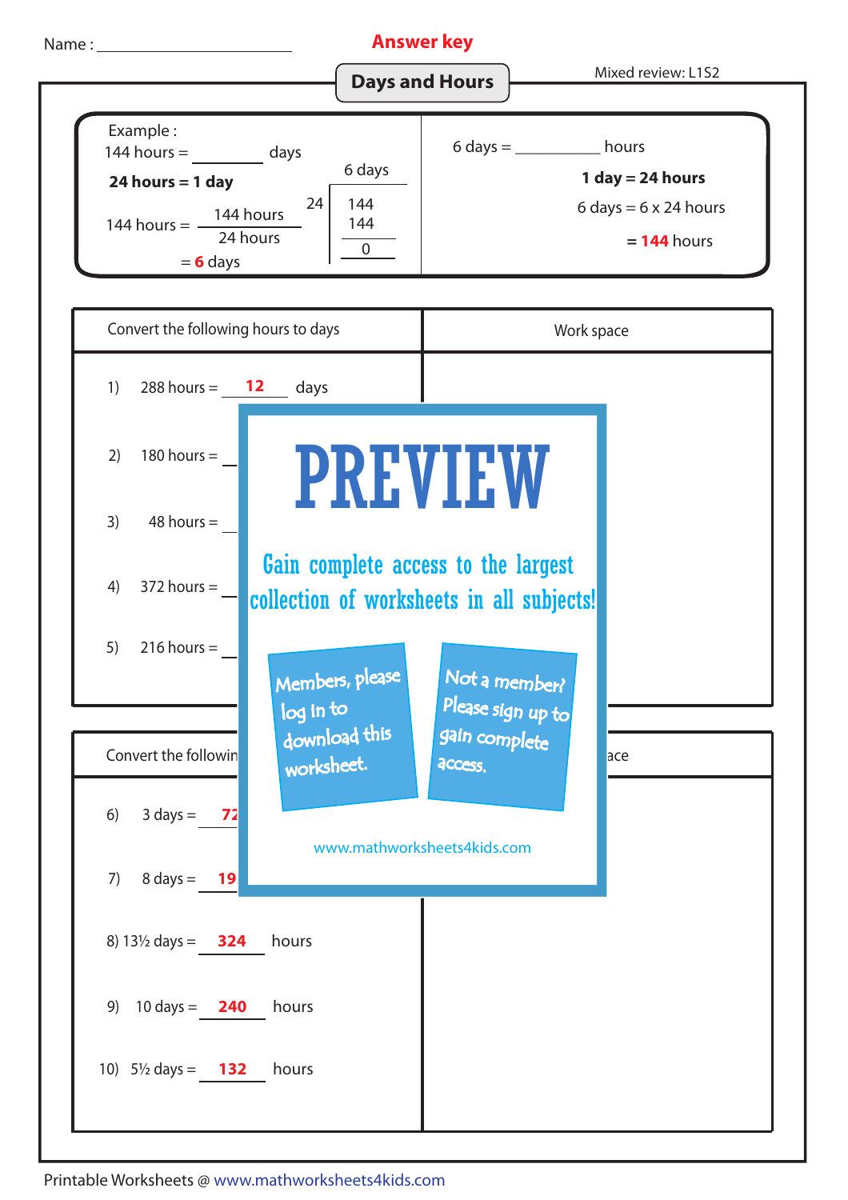Name : ____________________

**Answer key**

# Days and Hours

Mixed review: L1S2

**Example :**

144 hours = ________ days

**24 hours = 1 day**

144 hours = $\frac{144 \text{ hours}}{24 \text{ hours}}$

= **6** days

```
       6 days
24 | 144
     144
     ---
       0
```

6 days = ________ hours

**1 day = 24 hours**

6 days = 6 x 24 hours

= **144** hours

| Convert the following hours to days | Work space |
|---|---|
| 1) 288 hours = **12** days | |
| 2) 180 hours = | |
| 3) 48 hours = | |
| 4) 372 hours = | |
| 5) 216 hours = | |

| Convert the followin | ace |
|---|---|
| 6) 3 days = **72** | |
| 7) 8 days = **19** | |
| 8) 13½ days = **324** hours | |
| 9) 10 days = **240** hours | |
| 10) 5½ days = **132** hours | |

PREVIEW

Gain complete access to the largest collection of worksheets in all subjects!

Members, please log in to download this worksheet.

Not a member? Please sign up to gain complete access.

www.mathworksheets4kids.com

Printable Worksheets @ www.mathworksheets4kids.com